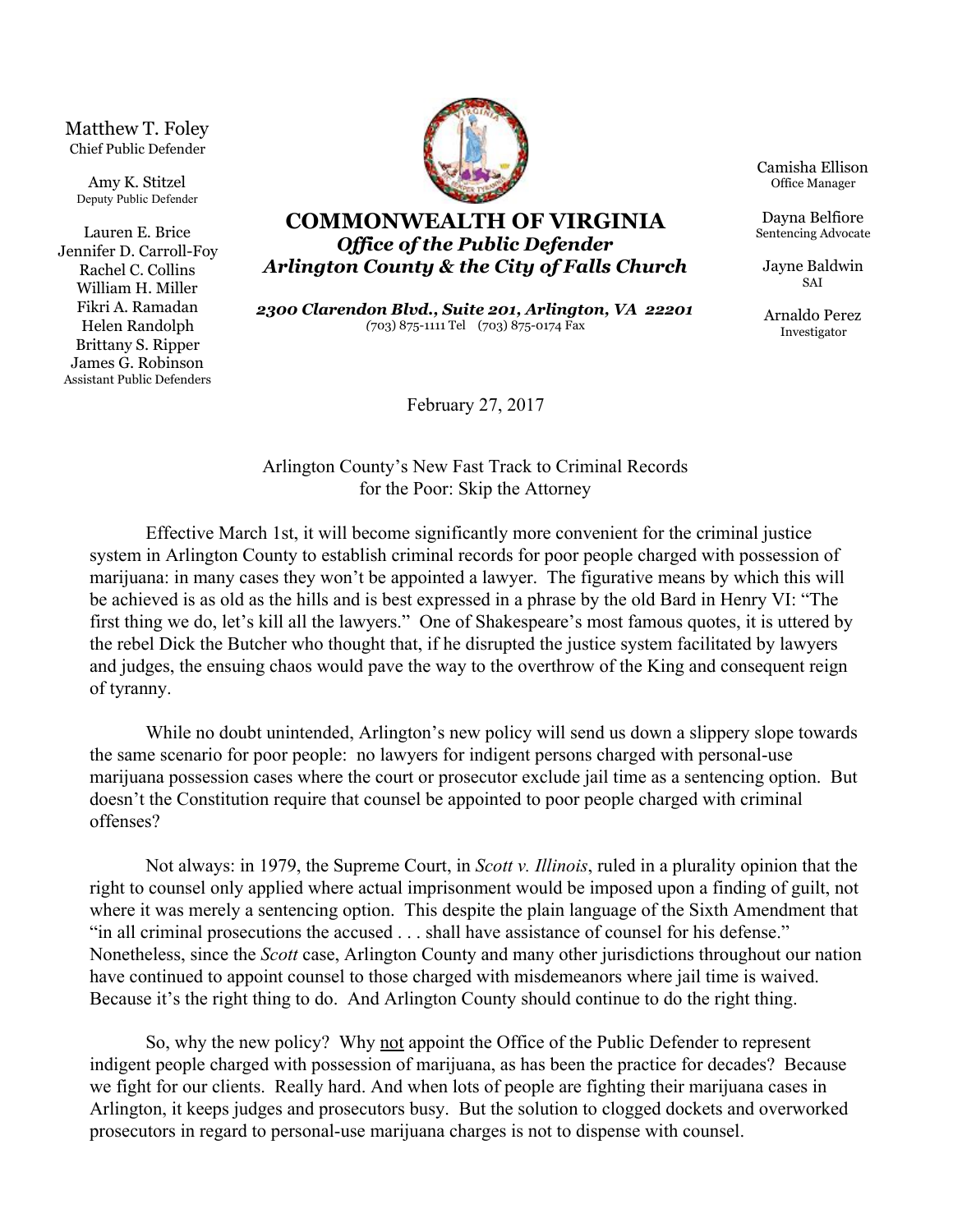Matthew T. Foley
Chief Public Defender

Amy K. Stitzel
Deputy Public Defender

Lauren E. Brice
Jennifer D. Carroll-Foy
Rachel C. Collins
William H. Miller
Fikri A. Ramadan
Helen Randolph
Brittany S. Ripper
James G. Robinson
Assistant Public Defenders

**COMMONWEALTH OF VIRGINIA**
***Office of the Public Defender***
***Arlington County & the City of Falls Church***

***2300 Clarendon Blvd., Suite 201, Arlington, VA 22201***
(703) 875-1111 Tel (703) 875-0174 Fax

Camisha Ellison
Office Manager

Dayna Belfiore
Sentencing Advocate

Jayne Baldwin
SAI

Arnaldo Perez
Investigator

February 27, 2017

Arlington County's New Fast Track to Criminal Records for the Poor: Skip the Attorney

Effective March 1st, it will become significantly more convenient for the criminal justice system in Arlington County to establish criminal records for poor people charged with possession of marijuana: in many cases they won't be appointed a lawyer. The figurative means by which this will be achieved is as old as the hills and is best expressed in a phrase by the old Bard in Henry VI: "The first thing we do, let's kill all the lawyers." One of Shakespeare's most famous quotes, it is uttered by the rebel Dick the Butcher who thought that, if he disrupted the justice system facilitated by lawyers and judges, the ensuing chaos would pave the way to the overthrow of the King and consequent reign of tyranny.

While no doubt unintended, Arlington's new policy will send us down a slippery slope towards the same scenario for poor people: no lawyers for indigent persons charged with personal-use marijuana possession cases where the court or prosecutor exclude jail time as a sentencing option. But doesn't the Constitution require that counsel be appointed to poor people charged with criminal offenses?

Not always: in 1979, the Supreme Court, in *Scott v. Illinois*, ruled in a plurality opinion that the right to counsel only applied where actual imprisonment would be imposed upon a finding of guilt, not where it was merely a sentencing option. This despite the plain language of the Sixth Amendment that "in all criminal prosecutions the accused . . . shall have assistance of counsel for his defense." Nonetheless, since the *Scott* case, Arlington County and many other jurisdictions throughout our nation have continued to appoint counsel to those charged with misdemeanors where jail time is waived. Because it's the right thing to do. And Arlington County should continue to do the right thing.

So, why the new policy? Why <u>not</u> appoint the Office of the Public Defender to represent indigent people charged with possession of marijuana, as has been the practice for decades? Because we fight for our clients. Really hard. And when lots of people are fighting their marijuana cases in Arlington, it keeps judges and prosecutors busy. But the solution to clogged dockets and overworked prosecutors in regard to personal-use marijuana charges is not to dispense with counsel.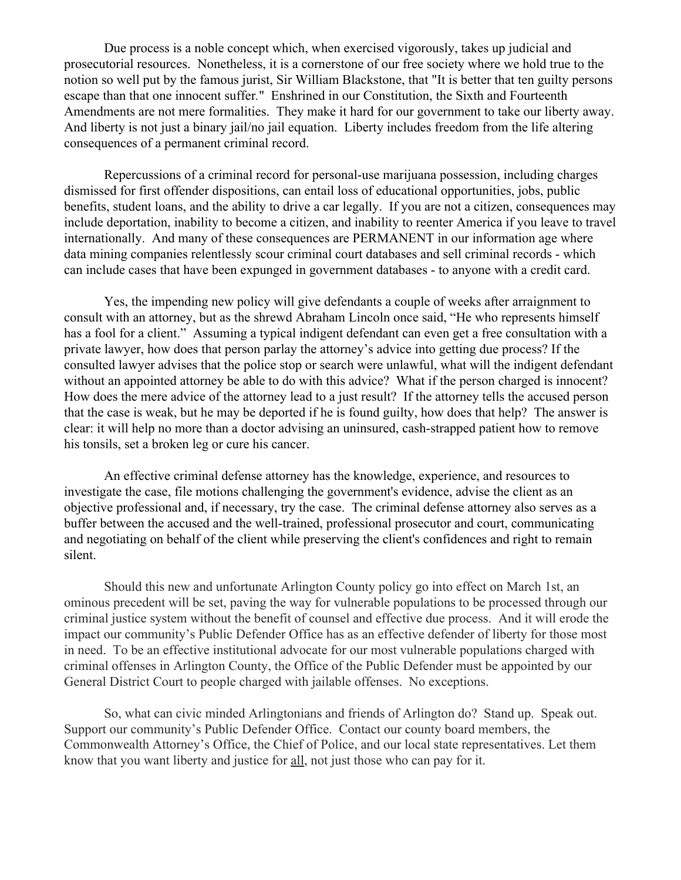Due process is a noble concept which, when exercised vigorously, takes up judicial and prosecutorial resources. Nonetheless, it is a cornerstone of our free society where we hold true to the notion so well put by the famous jurist, Sir William Blackstone, that "It is better that ten guilty persons escape than that one innocent suffer." Enshrined in our Constitution, the Sixth and Fourteenth Amendments are not mere formalities. They make it hard for our government to take our liberty away. And liberty is not just a binary jail/no jail equation. Liberty includes freedom from the life altering consequences of a permanent criminal record.

Repercussions of a criminal record for personal-use marijuana possession, including charges dismissed for first offender dispositions, can entail loss of educational opportunities, jobs, public benefits, student loans, and the ability to drive a car legally. If you are not a citizen, consequences may include deportation, inability to become a citizen, and inability to reenter America if you leave to travel internationally. And many of these consequences are PERMANENT in our information age where data mining companies relentlessly scour criminal court databases and sell criminal records - which can include cases that have been expunged in government databases - to anyone with a credit card.

Yes, the impending new policy will give defendants a couple of weeks after arraignment to consult with an attorney, but as the shrewd Abraham Lincoln once said, "He who represents himself has a fool for a client." Assuming a typical indigent defendant can even get a free consultation with a private lawyer, how does that person parlay the attorney's advice into getting due process? If the consulted lawyer advises that the police stop or search were unlawful, what will the indigent defendant without an appointed attorney be able to do with this advice? What if the person charged is innocent? How does the mere advice of the attorney lead to a just result? If the attorney tells the accused person that the case is weak, but he may be deported if he is found guilty, how does that help? The answer is clear: it will help no more than a doctor advising an uninsured, cash-strapped patient how to remove his tonsils, set a broken leg or cure his cancer.

An effective criminal defense attorney has the knowledge, experience, and resources to investigate the case, file motions challenging the government's evidence, advise the client as an objective professional and, if necessary, try the case. The criminal defense attorney also serves as a buffer between the accused and the well-trained, professional prosecutor and court, communicating and negotiating on behalf of the client while preserving the client's confidences and right to remain silent.

Should this new and unfortunate Arlington County policy go into effect on March 1st, an ominous precedent will be set, paving the way for vulnerable populations to be processed through our criminal justice system without the benefit of counsel and effective due process. And it will erode the impact our community's Public Defender Office has as an effective defender of liberty for those most in need. To be an effective institutional advocate for our most vulnerable populations charged with criminal offenses in Arlington County, the Office of the Public Defender must be appointed by our General District Court to people charged with jailable offenses. No exceptions.

So, what can civic minded Arlingtonians and friends of Arlington do? Stand up. Speak out. Support our community's Public Defender Office. Contact our county board members, the Commonwealth Attorney's Office, the Chief of Police, and our local state representatives. Let them know that you want liberty and justice for <u>all</u>, not just those who can pay for it.